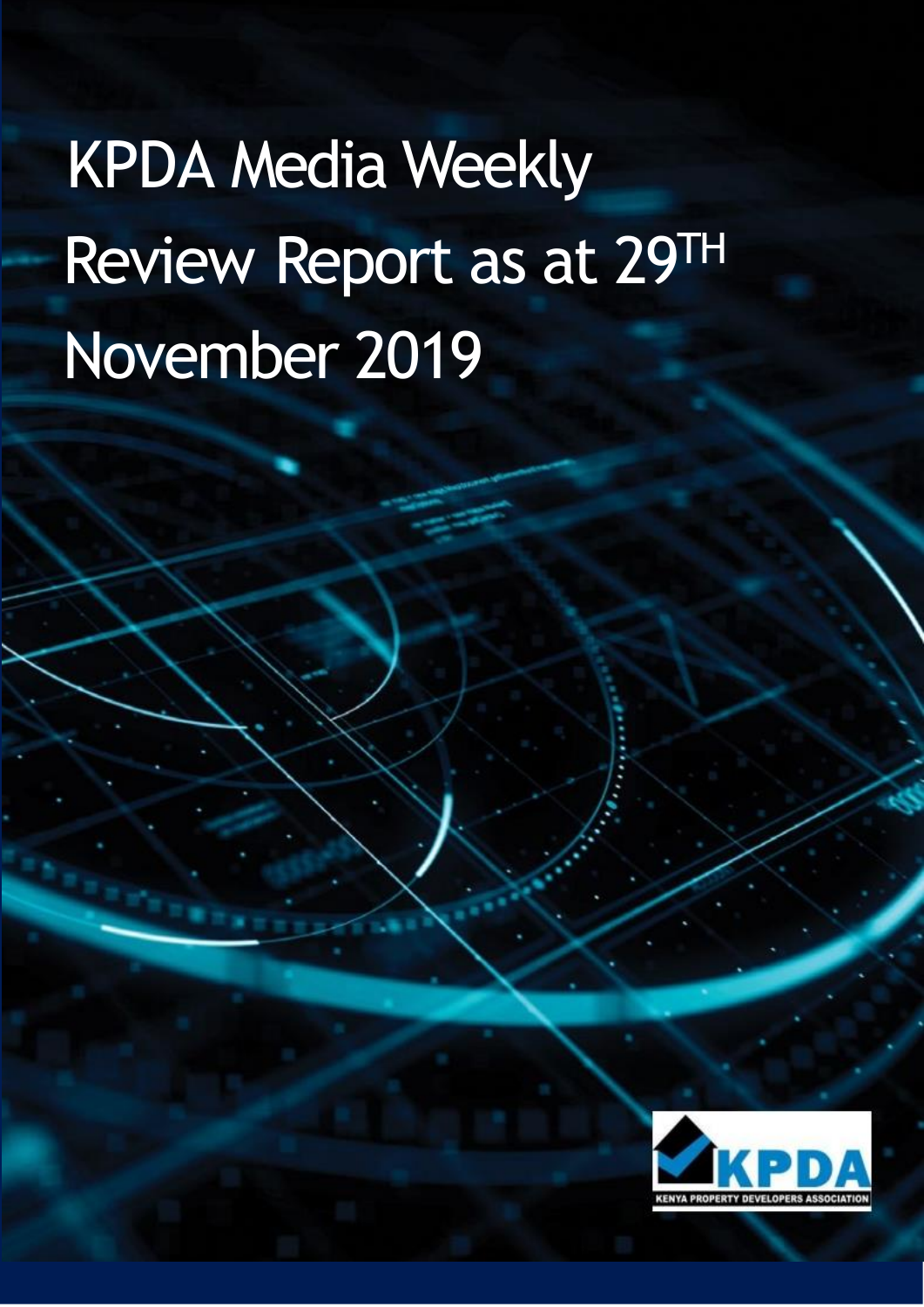# KPDA Media Weekly Review Report as at 29TH November 2019

KPDA
KENYA PROPERTY DEVELOPERS ASSOCIATION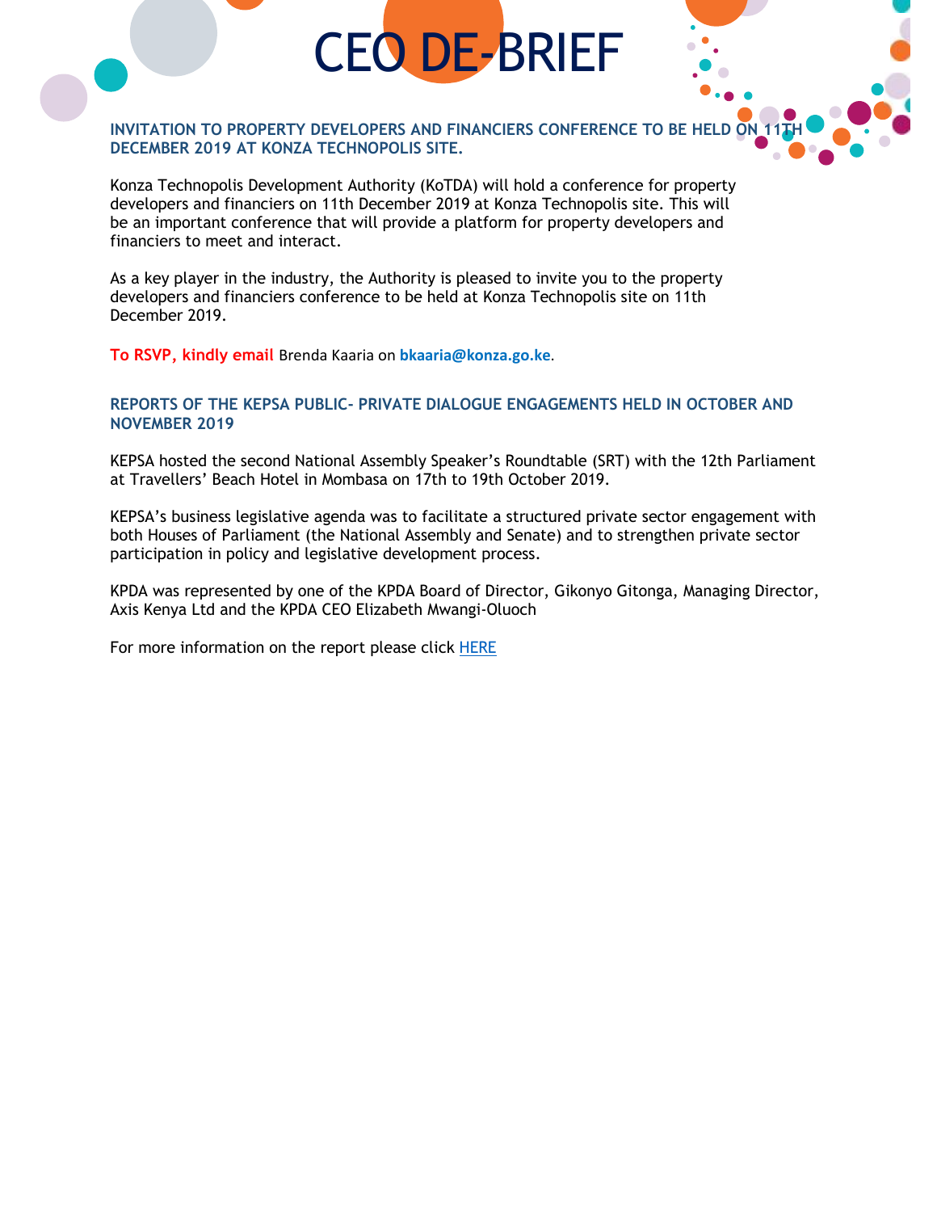# CEO DE-BRIEF

## INVITATION TO PROPERTY DEVELOPERS AND FINANCIERS CONFERENCE TO BE HELD ON 11TH DECEMBER 2019 AT KONZA TECHNOPOLIS SITE.

Konza Technopolis Development Authority (KoTDA) will hold a conference for property developers and financiers on 11th December 2019 at Konza Technopolis site. This will be an important conference that will provide a platform for property developers and financiers to meet and interact.

As a key player in the industry, the Authority is pleased to invite you to the property developers and financiers conference to be held at Konza Technopolis site on 11th December 2019.

**To RSVP, kindly email** Brenda Kaaria on **bkaaria@konza.go.ke**.

## REPORTS OF THE KEPSA PUBLIC- PRIVATE DIALOGUE ENGAGEMENTS HELD IN OCTOBER AND NOVEMBER 2019

KEPSA hosted the second National Assembly Speaker's Roundtable (SRT) with the 12th Parliament at Travellers' Beach Hotel in Mombasa on 17th to 19th October 2019.

KEPSA's business legislative agenda was to facilitate a structured private sector engagement with both Houses of Parliament (the National Assembly and Senate) and to strengthen private sector participation in policy and legislative development process.

KPDA was represented by one of the KPDA Board of Director, Gikonyo Gitonga, Managing Director, Axis Kenya Ltd and the KPDA CEO Elizabeth Mwangi-Oluoch

For more information on the report please click HERE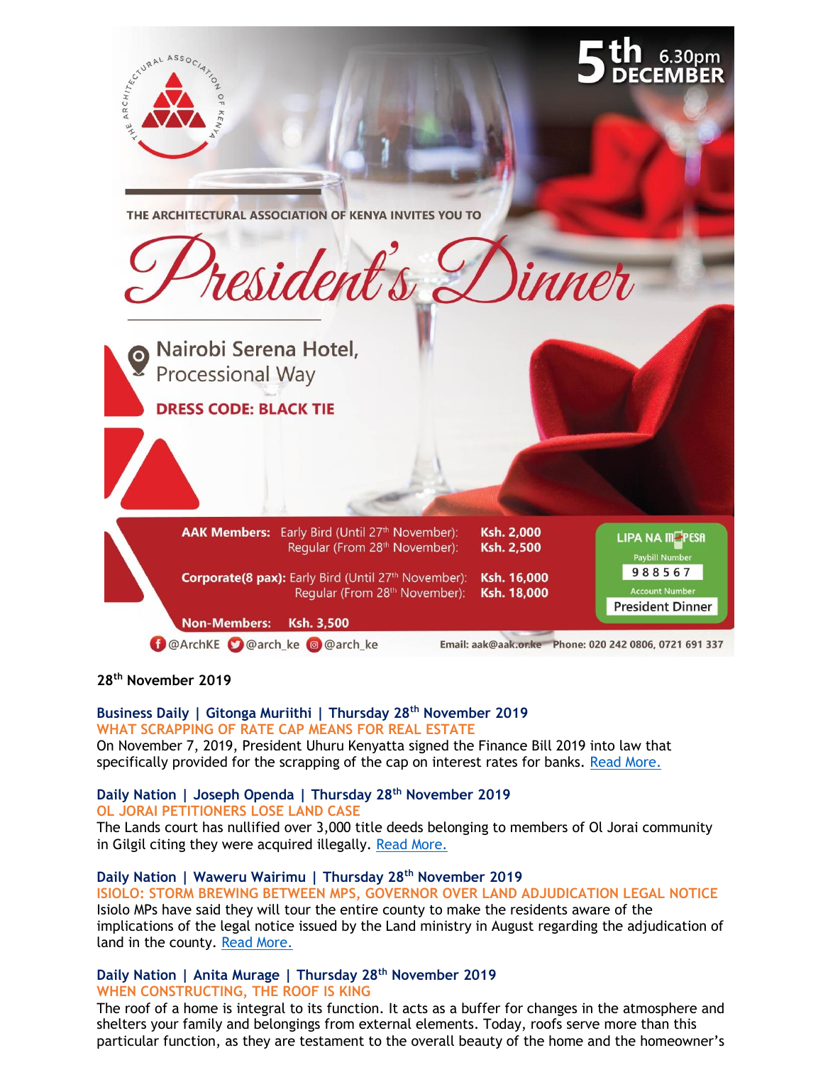THE ARCHITECTURAL ASSOCIATION OF KENYA INVITES YOU TO

# President's Dinner

**5th DECEMBER** 6.30pm

Nairobi Serena Hotel, Processional Way

**DRESS CODE: BLACK TIE**

| | | |
|---|---|---|
| **AAK Members:** | Early Bird (Until 27th November): | **Ksh. 2,000** |
| | Regular (From 28th November): | **Ksh. 2,500** |
| **Corporate(8 pax):** | Early Bird (Until 27th November): | **Ksh. 16,000** |
| | Regular (From 28th November): | **Ksh. 18,000** |
| **Non-Members:** | **Ksh. 3,500** | |

LIPA NA M-PESA
Paybill Number: 988567
Account Number: President Dinner

@ArchKE @arch_ke @arch_ke

Email: aak@aak.or.ke Phone: 020 242 0806, 0721 691 337

**28th November 2019**

**Business Daily | Gitonga Muriithi | Thursday 28th November 2019**
**WHAT SCRAPPING OF RATE CAP MEANS FOR REAL ESTATE**
On November 7, 2019, President Uhuru Kenyatta signed the Finance Bill 2019 into law that specifically provided for the scrapping of the cap on interest rates for banks. Read More.

**Daily Nation | Joseph Openda | Thursday 28th November 2019**
**OL JORAI PETITIONERS LOSE LAND CASE**
The Lands court has nullified over 3,000 title deeds belonging to members of Ol Jorai community in Gilgil citing they were acquired illegally. Read More.

**Daily Nation | Waweru Wairimu | Thursday 28th November 2019**
**ISIOLO: STORM BREWING BETWEEN MPS, GOVERNOR OVER LAND ADJUDICATION LEGAL NOTICE**
Isiolo MPs have said they will tour the entire county to make the residents aware of the implications of the legal notice issued by the Land ministry in August regarding the adjudication of land in the county. Read More.

**Daily Nation | Anita Murage | Thursday 28th November 2019**
**WHEN CONSTRUCTING, THE ROOF IS KING**
The roof of a home is integral to its function. It acts as a buffer for changes in the atmosphere and shelters your family and belongings from external elements. Today, roofs serve more than this particular function, as they are testament to the overall beauty of the home and the homeowner's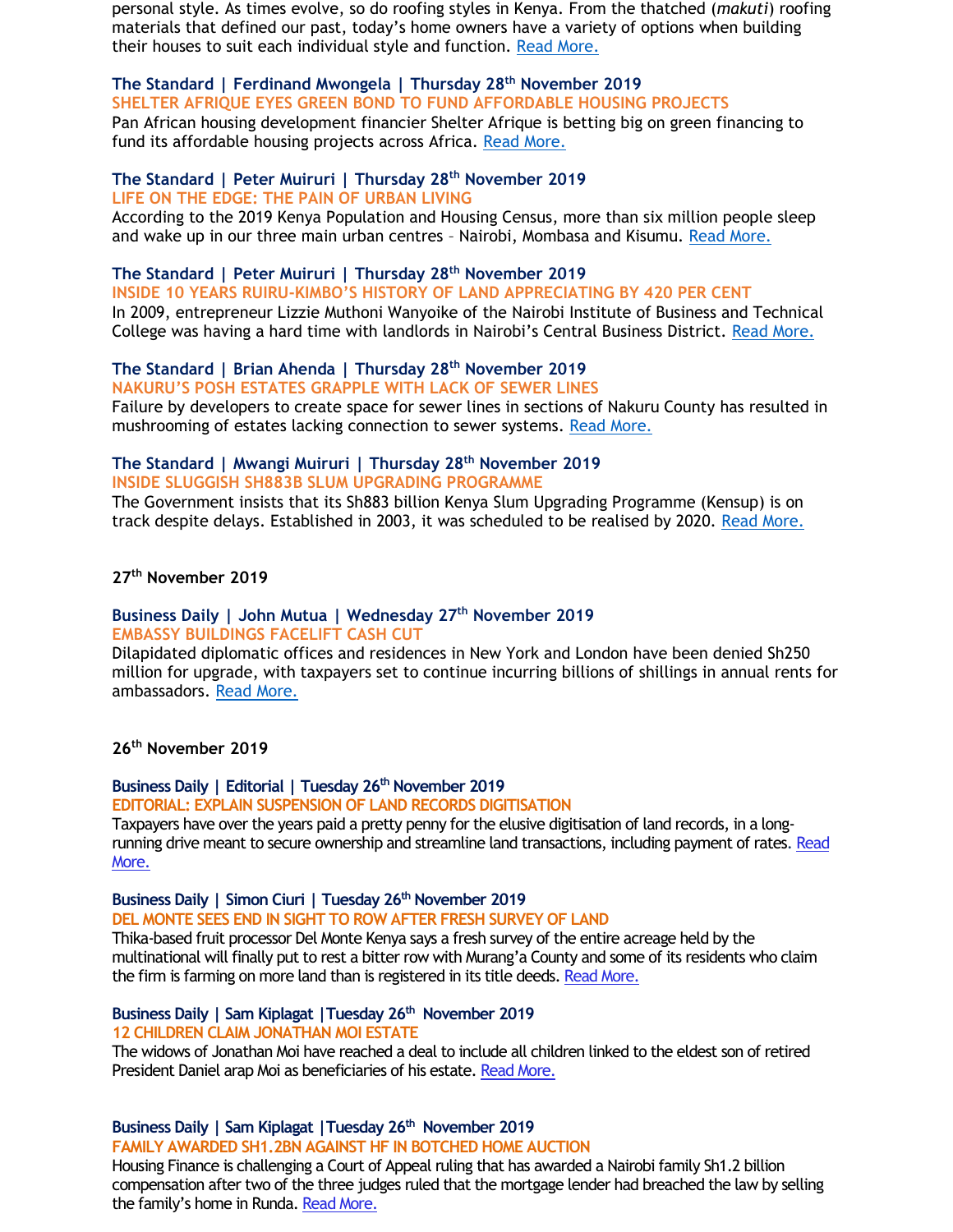personal style. As times evolve, so do roofing styles in Kenya. From the thatched (*makuti*) roofing materials that defined our past, today's home owners have a variety of options when building their houses to suit each individual style and function. Read More.

**The Standard | Ferdinand Mwongela | Thursday 28th November 2019**
**SHELTER AFRIQUE EYES GREEN BOND TO FUND AFFORDABLE HOUSING PROJECTS**
Pan African housing development financier Shelter Afrique is betting big on green financing to fund its affordable housing projects across Africa. Read More.

**The Standard | Peter Muiruri | Thursday 28th November 2019**
**LIFE ON THE EDGE: THE PAIN OF URBAN LIVING**
According to the 2019 Kenya Population and Housing Census, more than six million people sleep and wake up in our three main urban centres – Nairobi, Mombasa and Kisumu. Read More.

**The Standard | Peter Muiruri | Thursday 28th November 2019**
**INSIDE 10 YEARS RUIRU-KIMBO'S HISTORY OF LAND APPRECIATING BY 420 PER CENT**
In 2009, entrepreneur Lizzie Muthoni Wanyoike of the Nairobi Institute of Business and Technical College was having a hard time with landlords in Nairobi's Central Business District. Read More.

**The Standard | Brian Ahenda | Thursday 28th November 2019**
**NAKURU'S POSH ESTATES GRAPPLE WITH LACK OF SEWER LINES**
Failure by developers to create space for sewer lines in sections of Nakuru County has resulted in mushrooming of estates lacking connection to sewer systems. Read More.

**The Standard | Mwangi Muiruri | Thursday 28th November 2019**
**INSIDE SLUGGISH SH883B SLUM UPGRADING PROGRAMME**
The Government insists that its Sh883 billion Kenya Slum Upgrading Programme (Kensup) is on track despite delays. Established in 2003, it was scheduled to be realised by 2020. Read More.

**27th November 2019**

**Business Daily | John Mutua | Wednesday 27th November 2019**
**EMBASSY BUILDINGS FACELIFT CASH CUT**
Dilapidated diplomatic offices and residences in New York and London have been denied Sh250 million for upgrade, with taxpayers set to continue incurring billions of shillings in annual rents for ambassadors. Read More.

**26th November 2019**

**Business Daily | Editorial | Tuesday 26th November 2019**
**EDITORIAL: EXPLAIN SUSPENSION OF LAND RECORDS DIGITISATION**
Taxpayers have over the years paid a pretty penny for the elusive digitisation of land records, in a long-running drive meant to secure ownership and streamline land transactions, including payment of rates. Read More.

**Business Daily | Simon Ciuri | Tuesday 26th November 2019**
**DEL MONTE SEES END IN SIGHT TO ROW AFTER FRESH SURVEY OF LAND**
Thika-based fruit processor Del Monte Kenya says a fresh survey of the entire acreage held by the multinational will finally put to rest a bitter row with Murang'a County and some of its residents who claim the firm is farming on more land than is registered in its title deeds. Read More.

**Business Daily | Sam Kiplagat |Tuesday 26th November 2019**
**12 CHILDREN CLAIM JONATHAN MOI ESTATE**
The widows of Jonathan Moi have reached a deal to include all children linked to the eldest son of retired President Daniel arap Moi as beneficiaries of his estate. Read More.

**Business Daily | Sam Kiplagat |Tuesday 26th November 2019**
**FAMILY AWARDED SH1.2BN AGAINST HF IN BOTCHED HOME AUCTION**
Housing Finance is challenging a Court of Appeal ruling that has awarded a Nairobi family Sh1.2 billion compensation after two of the three judges ruled that the mortgage lender had breached the law by selling the family's home in Runda. Read More.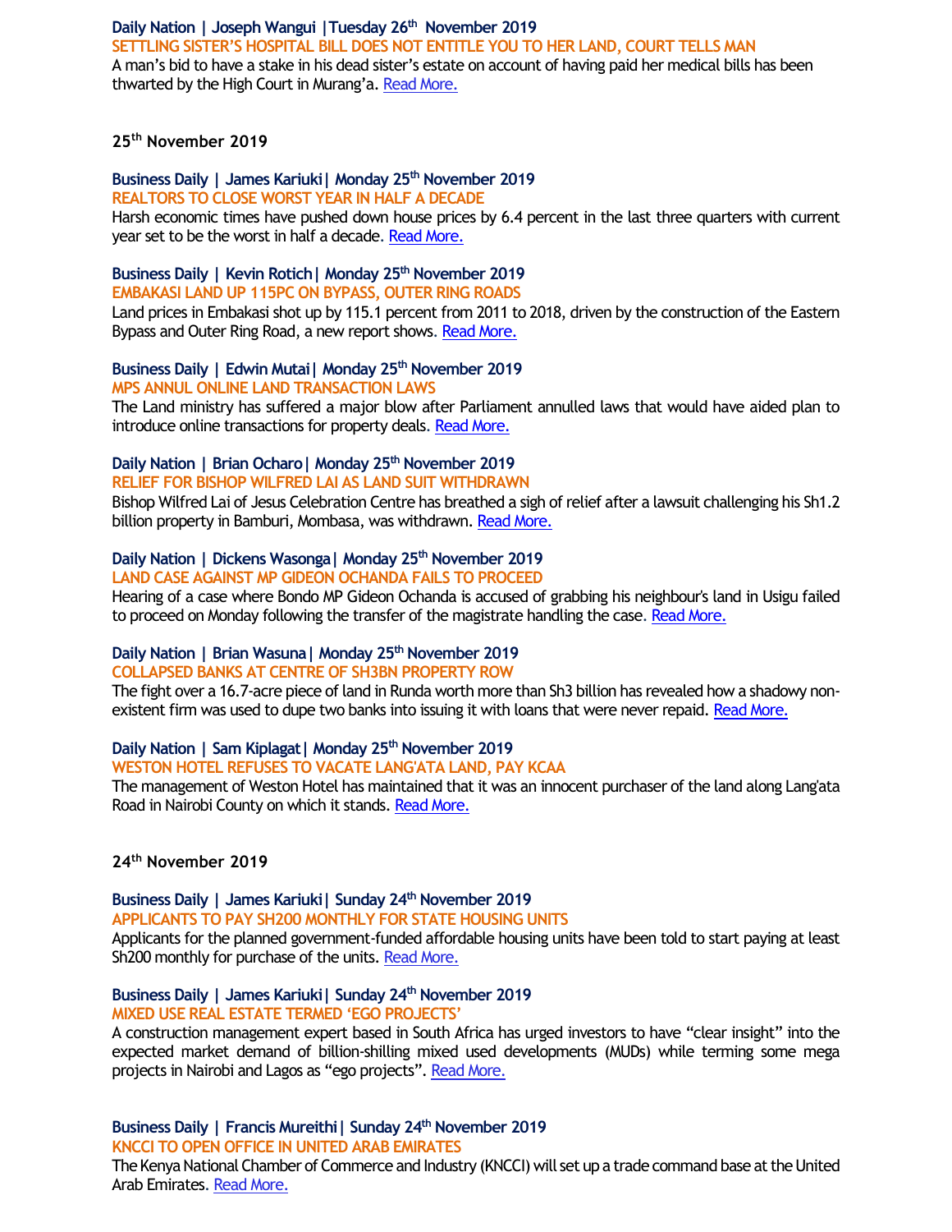**Daily Nation | Joseph Wangui |Tuesday 26th November 2019**

**SETTLING SISTER'S HOSPITAL BILL DOES NOT ENTITLE YOU TO HER LAND, COURT TELLS MAN**

A man's bid to have a stake in his dead sister's estate on account of having paid her medical bills has been thwarted by the High Court in Murang'a. Read More.

## 25th November 2019

**Business Daily | James Kariuki| Monday 25th November 2019**

**REALTORS TO CLOSE WORST YEAR IN HALF A DECADE**

Harsh economic times have pushed down house prices by 6.4 percent in the last three quarters with current year set to be the worst in half a decade. Read More.

**Business Daily | Kevin Rotich| Monday 25th November 2019**

**EMBAKASI LAND UP 115PC ON BYPASS, OUTER RING ROADS**

Land prices in Embakasi shot up by 115.1 percent from 2011 to 2018, driven by the construction of the Eastern Bypass and Outer Ring Road, a new report shows. Read More.

**Business Daily | Edwin Mutai| Monday 25th November 2019**

**MPS ANNUL ONLINE LAND TRANSACTION LAWS**

The Land ministry has suffered a major blow after Parliament annulled laws that would have aided plan to introduce online transactions for property deals. Read More.

**Daily Nation | Brian Ocharo| Monday 25th November 2019**

**RELIEF FOR BISHOP WILFRED LAI AS LAND SUIT WITHDRAWN**

Bishop Wilfred Lai of Jesus Celebration Centre has breathed a sigh of relief after a lawsuit challenging his Sh1.2 billion property in Bamburi, Mombasa, was withdrawn. Read More.

**Daily Nation | Dickens Wasonga| Monday 25th November 2019**

**LAND CASE AGAINST MP GIDEON OCHANDA FAILS TO PROCEED**

Hearing of a case where Bondo MP Gideon Ochanda is accused of grabbing his neighbour's land in Usigu failed to proceed on Monday following the transfer of the magistrate handling the case. Read More.

**Daily Nation | Brian Wasuna| Monday 25th November 2019**

**COLLAPSED BANKS AT CENTRE OF SH3BN PROPERTY ROW**

The fight over a 16.7-acre piece of land in Runda worth more than Sh3 billion has revealed how a shadowy non-existent firm was used to dupe two banks into issuing it with loans that were never repaid. Read More.

**Daily Nation | Sam Kiplagat| Monday 25th November 2019**

**WESTON HOTEL REFUSES TO VACATE LANG'ATA LAND, PAY KCAA**

The management of Weston Hotel has maintained that it was an innocent purchaser of the land along Lang'ata Road in Nairobi County on which it stands. Read More.

## 24th November 2019

**Business Daily | James Kariuki| Sunday 24th November 2019**

**APPLICANTS TO PAY SH200 MONTHLY FOR STATE HOUSING UNITS**

Applicants for the planned government-funded affordable housing units have been told to start paying at least Sh200 monthly for purchase of the units. Read More.

**Business Daily | James Kariuki| Sunday 24th November 2019**

**MIXED USE REAL ESTATE TERMED 'EGO PROJECTS'**

A construction management expert based in South Africa has urged investors to have "clear insight" into the expected market demand of billion-shilling mixed used developments (MUDs) while terming some mega projects in Nairobi and Lagos as "ego projects". Read More.

**Business Daily | Francis Mureithi| Sunday 24th November 2019**

**KNCCI TO OPEN OFFICE IN UNITED ARAB EMIRATES**

The Kenya National Chamber of Commerce and Industry (KNCCI) will set up a trade command base at the United Arab Emirates. Read More.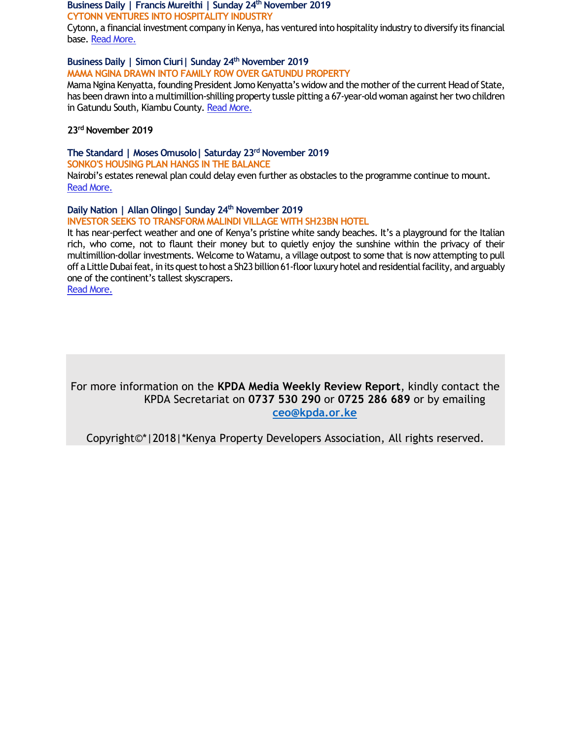**Business Daily | Francis Mureithi | Sunday 24th November 2019**
**CYTONN VENTURES INTO HOSPITALITY INDUSTRY**
Cytonn, a financial investment company in Kenya, has ventured into hospitality industry to diversify its financial base. Read More.

**Business Daily | Simon Ciuri| Sunday 24th November 2019**
**MAMA NGINA DRAWN INTO FAMILY ROW OVER GATUNDU PROPERTY**
Mama Ngina Kenyatta, founding President Jomo Kenyatta's widow and the mother of the current Head of State, has been drawn into a multimillion-shilling property tussle pitting a 67-year-old woman against her two children in Gatundu South, Kiambu County. Read More.

**23rd November 2019**

**The Standard | Moses Omusolo| Saturday 23rd November 2019**
**SONKO'S HOUSING PLAN HANGS IN THE BALANCE**
Nairobi's estates renewal plan could delay even further as obstacles to the programme continue to mount. Read More.

**Daily Nation | Allan Olingo| Sunday 24th November 2019**
**INVESTOR SEEKS TO TRANSFORM MALINDI VILLAGE WITH SH23BN HOTEL**
It has near-perfect weather and one of Kenya's pristine white sandy beaches. It's a playground for the Italian rich, who come, not to flaunt their money but to quietly enjoy the sunshine within the privacy of their multimillion-dollar investments. Welcome to Watamu, a village outpost to some that is now attempting to pull off a Little Dubai feat, in its quest to host a Sh23 billion 61-floor luxury hotel and residential facility, and arguably one of the continent's tallest skyscrapers.
Read More.

For more information on the **KPDA Media Weekly Review Report**, kindly contact the KPDA Secretariat on **0737 530 290** or **0725 286 689** or by emailing **ceo@kpda.or.ke**

Copyright©*|2018|*Kenya Property Developers Association, All rights reserved.